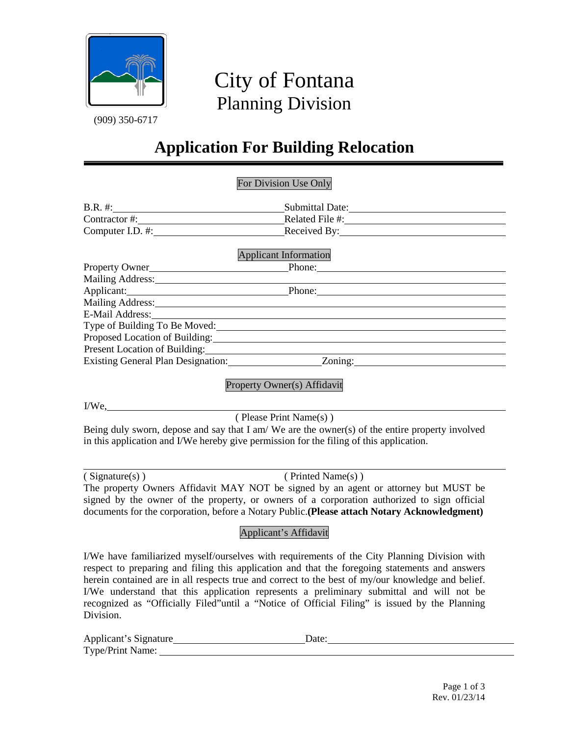# City of Fontana
## Planning Division

(909) 350-6717

# Application For Building Relocation

### For Division Use Only

B.R. #:______________________ Submittal Date:______________________

Contractor #:______________________ Related File #:______________________

Computer I.D. #:______________________ Received By:______________________

### Applicant Information

Property Owner______________________ Phone:______________________

Mailing Address:____________________________________________

Applicant:______________________ Phone:______________________

Mailing Address:____________________________________________

E-Mail Address:____________________________________________

Type of Building To Be Moved:____________________________________________

Proposed Location of Building:____________________________________________

Present Location of Building:____________________________________________

Existing General Plan Designation:______________________ Zoning:______________________

### Property Owner(s) Affidavit

I/We,____________________________________________

( Please Print Name(s) )

Being duly sworn, depose and say that I am/ We are the owner(s) of the entire property involved in this application and I/We hereby give permission for the filing of this application.

____________________________________________

( Signature(s) ) ( Printed Name(s) )

The property Owners Affidavit MAY NOT be signed by an agent or attorney but MUST be signed by the owner of the property, or owners of a corporation authorized to sign official documents for the corporation, before a Notary Public. **(Please attach Notary Acknowledgment)**

### Applicant's Affidavit

I/We have familiarized myself/ourselves with requirements of the City Planning Division with respect to preparing and filing this application and that the foregoing statements and answers herein contained are in all respects true and correct to the best of my/our knowledge and belief. I/We understand that this application represents a preliminary submittal and will not be recognized as "Officially Filed" until a "Notice of Official Filing" is issued by the Planning Division.

Applicant's Signature______________________ Date:______________________

Type/Print Name:____________________________________________

Rev. 01/23/14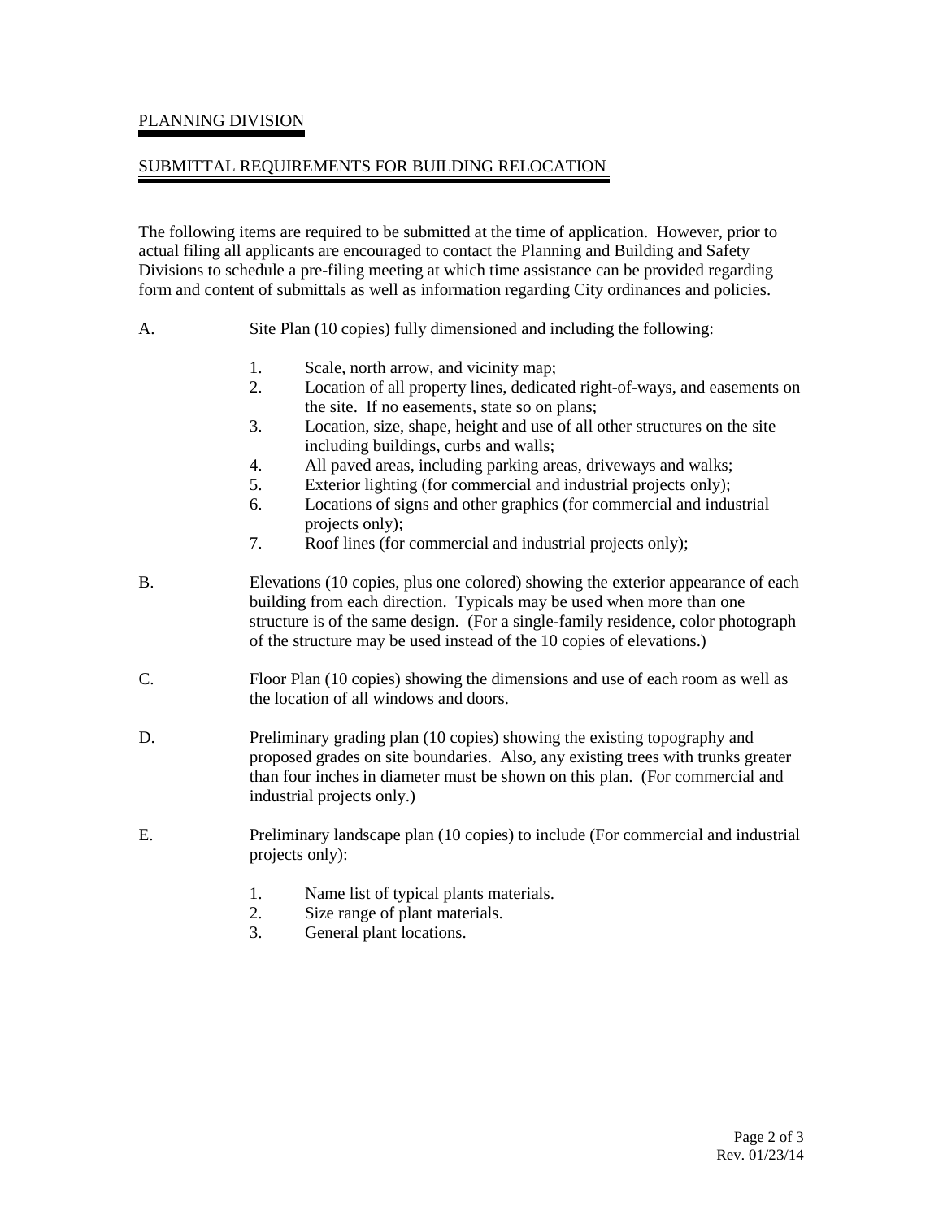## PLANNING DIVISION

## SUBMITTAL REQUIREMENTS FOR BUILDING RELOCATION

The following items are required to be submitted at the time of application. However, prior to actual filing all applicants are encouraged to contact the Planning and Building and Safety Divisions to schedule a pre-filing meeting at which time assistance can be provided regarding form and content of submittals as well as information regarding City ordinances and policies.

A. Site Plan (10 copies) fully dimensioned and including the following:

   1. Scale, north arrow, and vicinity map;
   2. Location of all property lines, dedicated right-of-ways, and easements on the site. If no easements, state so on plans;
   3. Location, size, shape, height and use of all other structures on the site including buildings, curbs and walls;
   4. All paved areas, including parking areas, driveways and walks;
   5. Exterior lighting (for commercial and industrial projects only);
   6. Locations of signs and other graphics (for commercial and industrial projects only);
   7. Roof lines (for commercial and industrial projects only);

B. Elevations (10 copies, plus one colored) showing the exterior appearance of each building from each direction. Typicals may be used when more than one structure is of the same design. (For a single-family residence, color photograph of the structure may be used instead of the 10 copies of elevations.)

C. Floor Plan (10 copies) showing the dimensions and use of each room as well as the location of all windows and doors.

D. Preliminary grading plan (10 copies) showing the existing topography and proposed grades on site boundaries. Also, any existing trees with trunks greater than four inches in diameter must be shown on this plan. (For commercial and industrial projects only.)

E. Preliminary landscape plan (10 copies) to include (For commercial and industrial projects only):

   1. Name list of typical plants materials.
   2. Size range of plant materials.
   3. General plant locations.

Rev. 01/23/14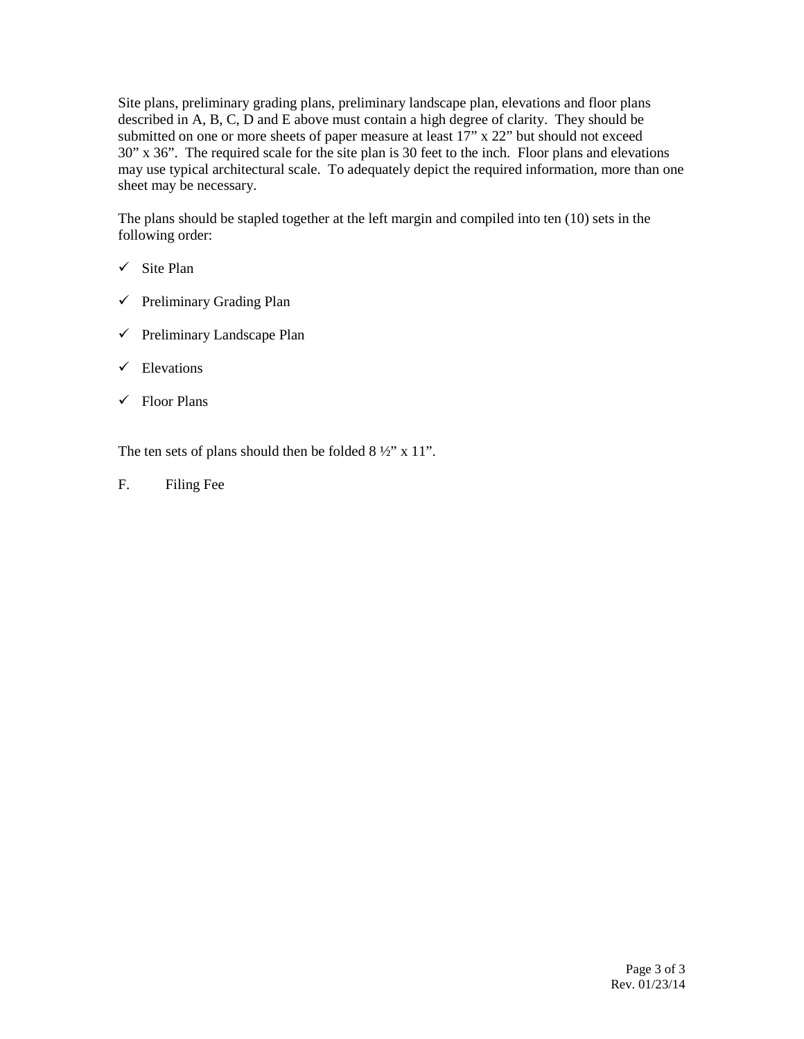Site plans, preliminary grading plans, preliminary landscape plan, elevations and floor plans described in A, B, C, D and E above must contain a high degree of clarity. They should be submitted on one or more sheets of paper measure at least 17" x 22" but should not exceed 30" x 36". The required scale for the site plan is 30 feet to the inch. Floor plans and elevations may use typical architectural scale. To adequately depict the required information, more than one sheet may be necessary.

The plans should be stapled together at the left margin and compiled into ten (10) sets in the following order:

- ✓ Site Plan
- ✓ Preliminary Grading Plan
- ✓ Preliminary Landscape Plan
- ✓ Elevations
- ✓ Floor Plans

The ten sets of plans should then be folded 8 ½" x 11".

F. Filing Fee

Rev. 01/23/14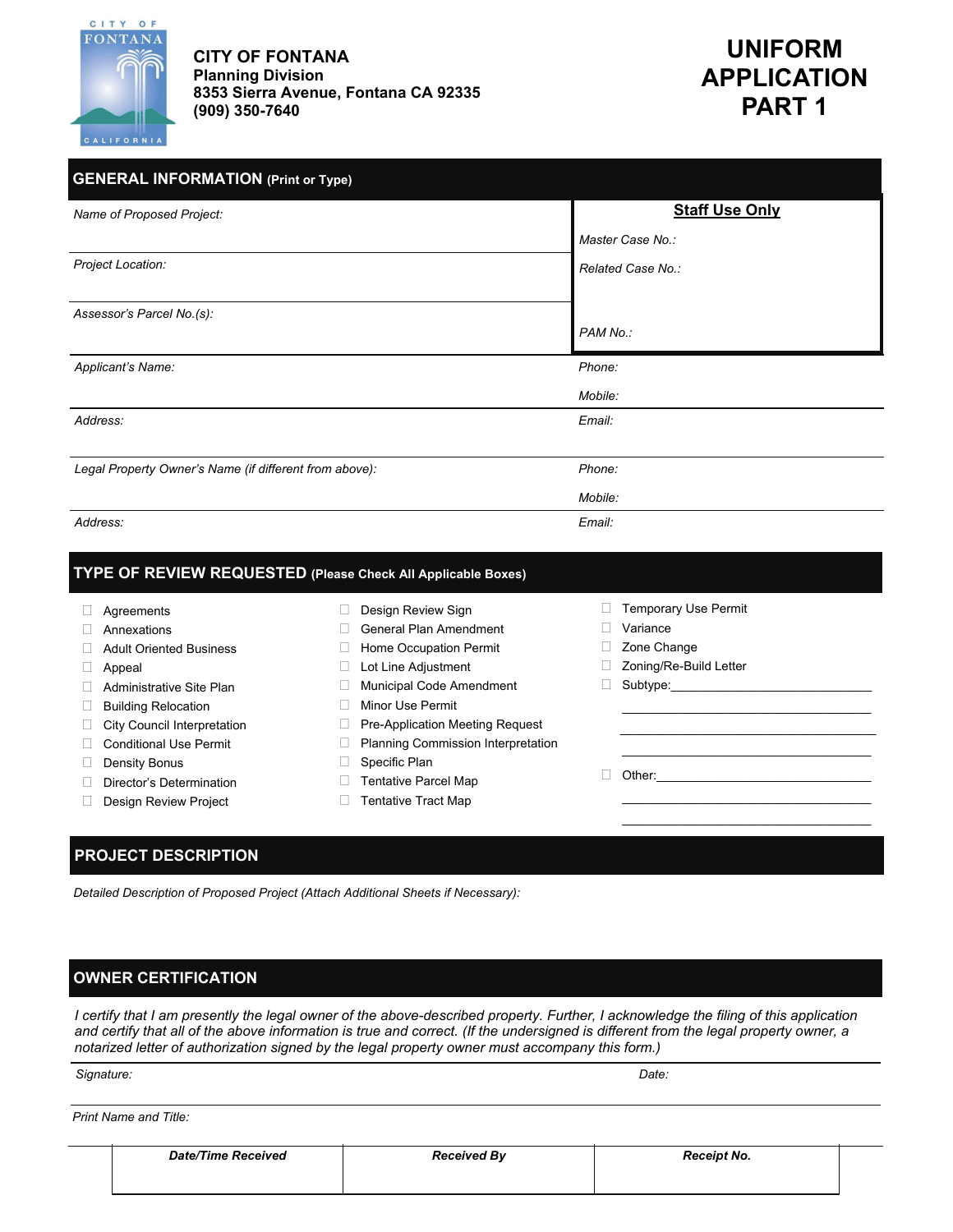CITY OF FONTANA
**Planning Division**
**8353 Sierra Avenue, Fontana CA 92335**
**(909) 350-7640**

# UNIFORM APPLICATION PART 1

## GENERAL INFORMATION (Print or Type)

| | **Staff Use Only** |
|---|---|
| *Name of Proposed Project:* | *Master Case No.:* |
| *Project Location:* | *Related Case No.:* |
| *Assessor's Parcel No.(s):* | *PAM No.:* |
| *Applicant's Name:* | *Phone:*<br>*Mobile:* |
| *Address:* | *Email:* |
| *Legal Property Owner's Name (if different from above):* | *Phone:*<br>*Mobile:* |
| *Address:* | *Email:* |

## TYPE OF REVIEW REQUESTED (Please Check All Applicable Boxes)

- ☐ Agreements
- ☐ Annexations
- ☐ Adult Oriented Business
- ☐ Appeal
- ☐ Administrative Site Plan
- ☐ Building Relocation
- ☐ City Council Interpretation
- ☐ Conditional Use Permit
- ☐ Density Bonus
- ☐ Director's Determination
- ☐ Design Review Project
- ☐ Design Review Sign
- ☐ General Plan Amendment
- ☐ Home Occupation Permit
- ☐ Lot Line Adjustment
- ☐ Municipal Code Amendment
- ☐ Minor Use Permit
- ☐ Pre-Application Meeting Request
- ☐ Planning Commission Interpretation
- ☐ Specific Plan
- ☐ Tentative Parcel Map
- ☐ Tentative Tract Map
- ☐ Temporary Use Permit
- ☐ Variance
- ☐ Zone Change
- ☐ Zoning/Re-Build Letter
- ☐ Subtype:____________________
- ☐ Other:____________________

## PROJECT DESCRIPTION

*Detailed Description of Proposed Project (Attach Additional Sheets if Necessary):*

## OWNER CERTIFICATION

*I certify that I am presently the legal owner of the above-described property. Further, I acknowledge the filing of this application and certify that all of the above information is true and correct. (If the undersigned is different from the legal property owner, a notarized letter of authorization signed by the legal property owner must accompany this form.)*

*Signature:* *Date:*

*Print Name and Title:*

| ***Date/Time Received*** | ***Received By*** | ***Receipt No.*** |
|---|---|---|
| | | |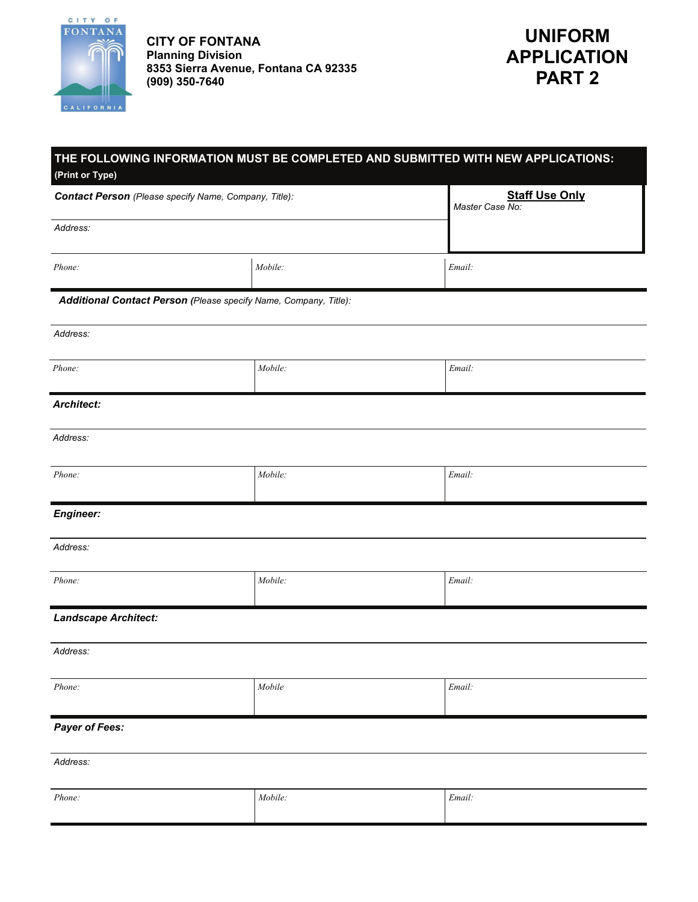**CITY OF FONTANA**
**Planning Division**
**8353 Sierra Avenue, Fontana CA 92335**
**(909) 350-7640**

# UNIFORM APPLICATION PART 2

| **THE FOLLOWING INFORMATION MUST BE COMPLETED AND SUBMITTED WITH NEW APPLICATIONS:** (Print or Type) | | |
|---|---|---|
| ***Contact Person*** *(Please specify Name, Company, Title):* | | **Staff Use Only** *Master Case No:* |
| *Address:* | | |
| *Phone:* | *Mobile:* | *Email:* |
| ***Additional Contact Person*** *(Please specify Name, Company, Title):* | | |
| *Address:* | | |
| *Phone:* | *Mobile:* | *Email:* |
| ***Architect:*** | | |
| *Address:* | | |
| *Phone:* | *Mobile:* | *Email:* |
| ***Engineer:*** | | |
| *Address:* | | |
| *Phone:* | *Mobile:* | *Email:* |
| ***Landscape Architect:*** | | |
| *Address:* | | |
| *Phone:* | *Mobile* | *Email:* |
| ***Payer of Fees:*** | | |
| *Address:* | | |
| *Phone:* | *Mobile:* | *Email:* |